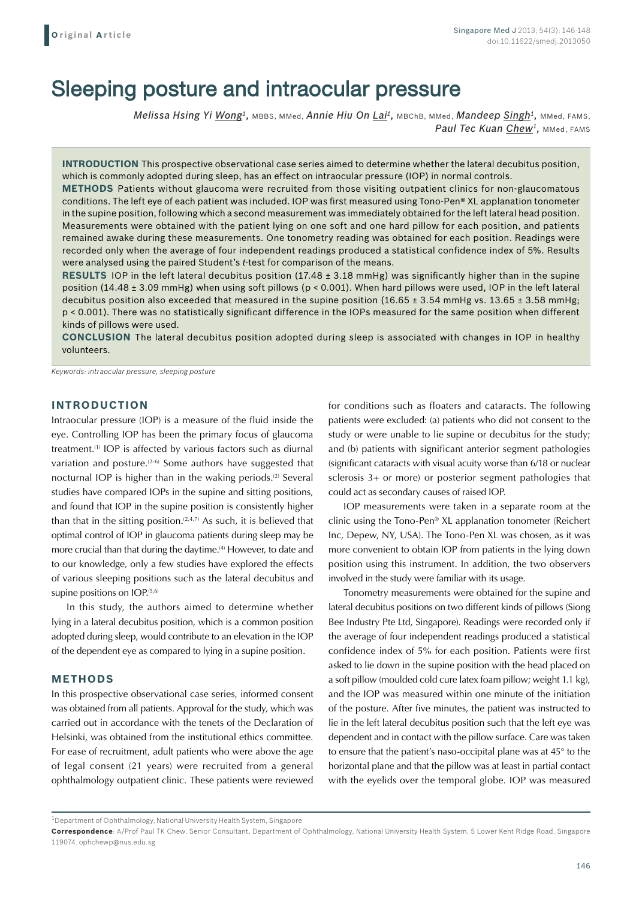# Sleeping posture and intraocular pressure

*Melissa Hsing Yi Wong*[1], MBBS, MMed, *Annie Hiu On Lai*[1], MBChB, MMed, *Mandeep Singh*[1], MMed, FAMS, *Paul Tec Kuan Chew*[1], MMed, FAMS

**INTRODUCTION** This prospective observational case series aimed to determine whether the lateral decubitus position, which is commonly adopted during sleep, has an effect on intraocular pressure (IOP) in normal controls.

**METHODS** Patients without glaucoma were recruited from those visiting outpatient clinics for non-glaucomatous conditions. The left eye of each patient was included. IOP was first measured using Tono-Pen® XL applanation tonometer in the supine position, following which a second measurement was immediately obtained for the left lateral head position. Measurements were obtained with the patient lying on one soft and one hard pillow for each position, and patients remained awake during these measurements. One tonometry reading was obtained for each position. Readings were recorded only when the average of four independent readings produced a statistical confidence index of 5%. Results were analysed using the paired Student's *t*-test for comparison of the means.

**RESULTS** IOP in the left lateral decubitus position (17.48 ± 3.18 mmHg) was significantly higher than in the supine position (14.48 ± 3.09 mmHg) when using soft pillows ($p < 0.001$). When hard pillows were used, IOP in the left lateral decubitus position also exceeded that measured in the supine position (16.65 ± 3.54 mmHg vs. 13.65 ± 3.58 mmHg; $p < 0.001$). There was no statistically significant difference in the IOPs measured for the same position when different kinds of pillows were used.

**CONCLUSION** The lateral decubitus position adopted during sleep is associated with changes in IOP in healthy volunteers.

*Keywords: intraocular pressure, sleeping posture*

## INTRODUCTION

Intraocular pressure (IOP) is a measure of the fluid inside the eye. Controlling IOP has been the primary focus of glaucoma treatment.[1] IOP is affected by various factors such as diurnal variation and posture.[2-6] Some authors have suggested that nocturnal IOP is higher than in the waking periods.[2] Several studies have compared IOPs in the supine and sitting positions, and found that IOP in the supine position is consistently higher than that in the sitting position.[2,4,7] As such, it is believed that optimal control of IOP in glaucoma patients during sleep may be more crucial than that during the daytime.[4] However, to date and to our knowledge, only a few studies have explored the effects of various sleeping positions such as the lateral decubitus and supine positions on IOP.[5,6]

In this study, the authors aimed to determine whether lying in a lateral decubitus position, which is a common position adopted during sleep, would contribute to an elevation in the IOP of the dependent eye as compared to lying in a supine position.

## METHODS

In this prospective observational case series, informed consent was obtained from all patients. Approval for the study, which was carried out in accordance with the tenets of the Declaration of Helsinki, was obtained from the institutional ethics committee. For ease of recruitment, adult patients who were above the age of legal consent (21 years) were recruited from a general ophthalmology outpatient clinic. These patients were reviewed for conditions such as floaters and cataracts. The following patients were excluded: (a) patients who did not consent to the study or were unable to lie supine or decubitus for the study; and (b) patients with significant anterior segment pathologies (significant cataracts with visual acuity worse than 6/18 or nuclear sclerosis 3+ or more) or posterior segment pathologies that could act as secondary causes of raised IOP.

IOP measurements were taken in a separate room at the clinic using the Tono-Pen® XL applanation tonometer (Reichert Inc, Depew, NY, USA). The Tono-Pen XL was chosen, as it was more convenient to obtain IOP from patients in the lying down position using this instrument. In addition, the two observers involved in the study were familiar with its usage.

Tonometry measurements were obtained for the supine and lateral decubitus positions on two different kinds of pillows (Siong Bee Industry Pte Ltd, Singapore). Readings were recorded only if the average of four independent readings produced a statistical confidence index of 5% for each position. Patients were first asked to lie down in the supine position with the head placed on a soft pillow (moulded cold cure latex foam pillow; weight 1.1 kg), and the IOP was measured within one minute of the initiation of the posture. After five minutes, the patient was instructed to lie in the left lateral decubitus position such that the left eye was dependent and in contact with the pillow surface. Care was taken to ensure that the patient's naso-occipital plane was at 45° to the horizontal plane and that the pillow was at least in partial contact with the eyelids over the temporal globe. IOP was measured

[1]Department of Ophthalmology, National University Health System, Singapore

**Correspondence**: A/Prof Paul TK Chew, Senior Consultant, Department of Ophthalmology, National University Health System, 5 Lower Kent Ridge Road, Singapore 119074. ophchewp@nus.edu.sg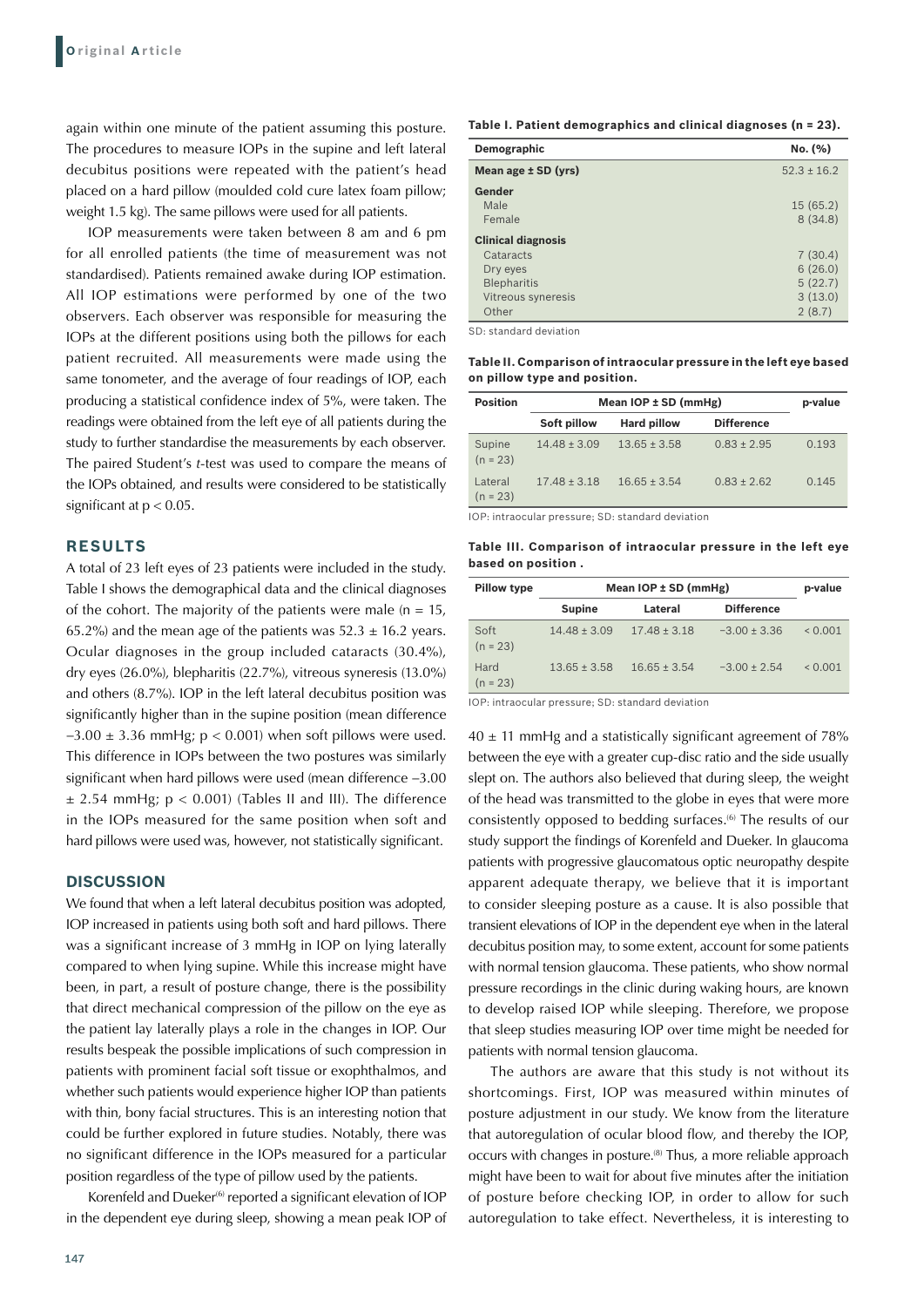again within one minute of the patient assuming this posture. The procedures to measure IOPs in the supine and left lateral decubitus positions were repeated with the patient's head placed on a hard pillow (moulded cold cure latex foam pillow; weight 1.5 kg). The same pillows were used for all patients.

IOP measurements were taken between 8 am and 6 pm for all enrolled patients (the time of measurement was not standardised). Patients remained awake during IOP estimation. All IOP estimations were performed by one of the two observers. Each observer was responsible for measuring the IOPs at the different positions using both the pillows for each patient recruited. All measurements were made using the same tonometer, and the average of four readings of IOP, each producing a statistical confidence index of 5%, were taken. The readings were obtained from the left eye of all patients during the study to further standardise the measurements by each observer. The paired Student's *t*-test was used to compare the means of the IOPs obtained, and results were considered to be statistically significant at $p < 0.05$.

## RESULTS

A total of 23 left eyes of 23 patients were included in the study. Table I shows the demographical data and the clinical diagnoses of the cohort. The majority of the patients were male (n = 15, 65.2%) and the mean age of the patients was 52.3 ± 16.2 years. Ocular diagnoses in the group included cataracts (30.4%), dry eyes (26.0%), blepharitis (22.7%), vitreous syneresis (13.0%) and others (8.7%). IOP in the left lateral decubitus position was significantly higher than in the supine position (mean difference –3.00 ± 3.36 mmHg; $p < 0.001$) when soft pillows were used. This difference in IOPs between the two postures was similarly significant when hard pillows were used (mean difference –3.00 ± 2.54 mmHg; $p < 0.001$) (Tables II and III). The difference in the IOPs measured for the same position when soft and hard pillows were used was, however, not statistically significant.

## DISCUSSION

We found that when a left lateral decubitus position was adopted, IOP increased in patients using both soft and hard pillows. There was a significant increase of 3 mmHg in IOP on lying laterally compared to when lying supine. While this increase might have been, in part, a result of posture change, there is the possibility that direct mechanical compression of the pillow on the eye as the patient lay laterally plays a role in the changes in IOP. Our results bespeak the possible implications of such compression in patients with prominent facial soft tissue or exophthalmos, and whether such patients would experience higher IOP than patients with thin, bony facial structures. This is an interesting notion that could be further explored in future studies. Notably, there was no significant difference in the IOPs measured for a particular position regardless of the type of pillow used by the patients.

Korenfeld and Dueker[6] reported a significant elevation of IOP in the dependent eye during sleep, showing a mean peak IOP of 40 ± 11 mmHg and a statistically significant agreement of 78% between the eye with a greater cup-disc ratio and the side usually slept on. The authors also believed that during sleep, the weight of the head was transmitted to the globe in eyes that were more consistently opposed to bedding surfaces.[6] The results of our study support the findings of Korenfeld and Dueker. In glaucoma patients with progressive glaucomatous optic neuropathy despite apparent adequate therapy, we believe that it is important to consider sleeping posture as a cause. It is also possible that transient elevations of IOP in the dependent eye when in the lateral decubitus position may, to some extent, account for some patients with normal tension glaucoma. These patients, who show normal pressure recordings in the clinic during waking hours, are known to develop raised IOP while sleeping. Therefore, we propose that sleep studies measuring IOP over time might be needed for patients with normal tension glaucoma.

The authors are aware that this study is not without its shortcomings. First, IOP was measured within minutes of posture adjustment in our study. We know from the literature that autoregulation of ocular blood flow, and thereby the IOP, occurs with changes in posture.[8] Thus, a more reliable approach might have been to wait for about five minutes after the initiation of posture before checking IOP, in order to allow for such autoregulation to take effect. Nevertheless, it is interesting to

**Table I. Patient demographics and clinical diagnoses (n = 23).**

| Demographic | No. (%) |
|---|---|
| **Mean age ± SD (yrs)** | 52.3 ± 16.2 |
| **Gender** | |
| Male | 15 (65.2) |
| Female | 8 (34.8) |
| **Clinical diagnosis** | |
| Cataracts | 7 (30.4) |
| Dry eyes | 6 (26.0) |
| Blepharitis | 5 (22.7) |
| Vitreous syneresis | 3 (13.0) |
| Other | 2 (8.7) |

SD: standard deviation

**Table II. Comparison of intraocular pressure in the left eye based on pillow type and position.**

| Position | Mean IOP ± SD (mmHg) | | | p-value |
|---|---|---|---|---|
| | Soft pillow | Hard pillow | Difference | |
| Supine (n = 23) | 14.48 ± 3.09 | 13.65 ± 3.58 | 0.83 ± 2.95 | 0.193 |
| Lateral (n = 23) | 17.48 ± 3.18 | 16.65 ± 3.54 | 0.83 ± 2.62 | 0.145 |

IOP: intraocular pressure; SD: standard deviation

**Table III. Comparison of intraocular pressure in the left eye based on position .**

| Pillow type | Mean IOP ± SD (mmHg) | | | p-value |
|---|---|---|---|---|
| | Supine | Lateral | Difference | |
| Soft (n = 23) | 14.48 ± 3.09 | 17.48 ± 3.18 | −3.00 ± 3.36 | < 0.001 |
| Hard (n = 23) | 13.65 ± 3.58 | 16.65 ± 3.54 | −3.00 ± 2.54 | < 0.001 |

IOP: intraocular pressure; SD: standard deviation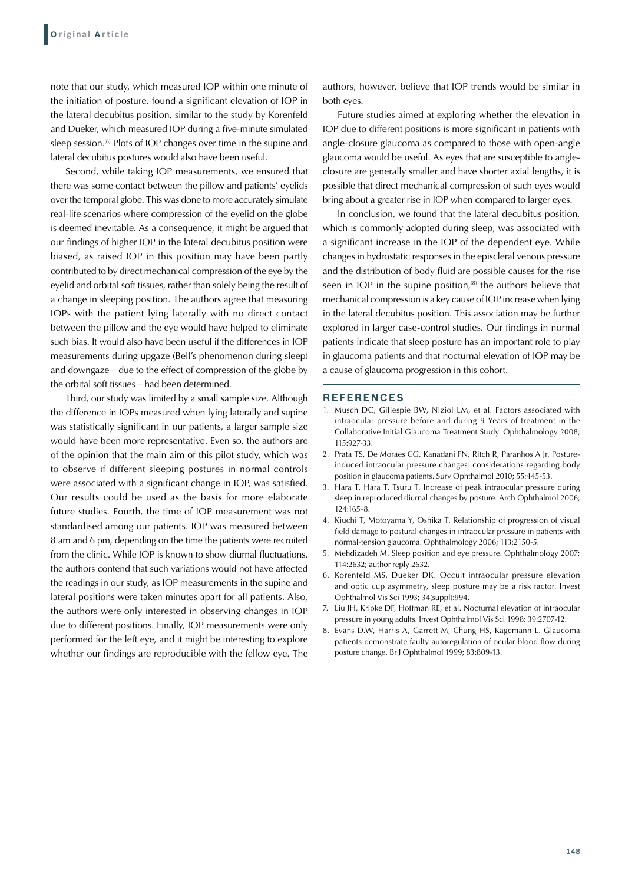note that our study, which measured IOP within one minute of the initiation of posture, found a significant elevation of IOP in the lateral decubitus position, similar to the study by Korenfeld and Dueker, which measured IOP during a five-minute simulated sleep session.[6] Plots of IOP changes over time in the supine and lateral decubitus postures would also have been useful.

Second, while taking IOP measurements, we ensured that there was some contact between the pillow and patients' eyelids over the temporal globe. This was done to more accurately simulate real-life scenarios where compression of the eyelid on the globe is deemed inevitable. As a consequence, it might be argued that our findings of higher IOP in the lateral decubitus position were biased, as raised IOP in this position may have been partly contributed to by direct mechanical compression of the eye by the eyelid and orbital soft tissues, rather than solely being the result of a change in sleeping position. The authors agree that measuring IOPs with the patient lying laterally with no direct contact between the pillow and the eye would have helped to eliminate such bias. It would also have been useful if the differences in IOP measurements during upgaze (Bell's phenomenon during sleep) and downgaze – due to the effect of compression of the globe by the orbital soft tissues – had been determined.

Third, our study was limited by a small sample size. Although the difference in IOPs measured when lying laterally and supine was statistically significant in our patients, a larger sample size would have been more representative. Even so, the authors are of the opinion that the main aim of this pilot study, which was to observe if different sleeping postures in normal controls were associated with a significant change in IOP, was satisfied. Our results could be used as the basis for more elaborate future studies. Fourth, the time of IOP measurement was not standardised among our patients. IOP was measured between 8 am and 6 pm, depending on the time the patients were recruited from the clinic. While IOP is known to show diurnal fluctuations, the authors contend that such variations would not have affected the readings in our study, as IOP measurements in the supine and lateral positions were taken minutes apart for all patients. Also, the authors were only interested in observing changes in IOP due to different positions. Finally, IOP measurements were only performed for the left eye, and it might be interesting to explore whether our findings are reproducible with the fellow eye. The authors, however, believe that IOP trends would be similar in both eyes.

Future studies aimed at exploring whether the elevation in IOP due to different positions is more significant in patients with angle-closure glaucoma as compared to those with open-angle glaucoma would be useful. As eyes that are susceptible to angle-closure are generally smaller and have shorter axial lengths, it is possible that direct mechanical compression of such eyes would bring about a greater rise in IOP when compared to larger eyes.

In conclusion, we found that the lateral decubitus position, which is commonly adopted during sleep, was associated with a significant increase in the IOP of the dependent eye. While changes in hydrostatic responses in the episcleral venous pressure and the distribution of body fluid are possible causes for the rise seen in IOP in the supine position,[8] the authors believe that mechanical compression is a key cause of IOP increase when lying in the lateral decubitus position. This association may be further explored in larger case-control studies. Our findings in normal patients indicate that sleep posture has an important role to play in glaucoma patients and that nocturnal elevation of IOP may be a cause of glaucoma progression in this cohort.

## REFERENCES

1. Musch DC, Gillespie BW, Niziol LM, et al. Factors associated with intraocular pressure before and during 9 Years of treatment in the Collaborative Initial Glaucoma Treatment Study. Ophthalmology 2008; 115:927-33.
2. Prata TS, De Moraes CG, Kanadani FN, Ritch R, Paranhos A Jr. Posture-induced intraocular pressure changes: considerations regarding body position in glaucoma patients. Surv Ophthalmol 2010; 55:445-53.
3. Hara T, Hara T, Tsuru T. Increase of peak intraocular pressure during sleep in reproduced diurnal changes by posture. Arch Ophthalmol 2006; 124:165-8.
4. Kiuchi T, Motoyama Y, Oshika T. Relationship of progression of visual field damage to postural changes in intraocular pressure in patients with normal-tension glaucoma. Ophthalmology 2006; 113:2150-5.
5. Mehdizadeh M. Sleep position and eye pressure. Ophthalmology 2007; 114:2632; author reply 2632.
6. Korenfeld MS, Dueker DK. Occult intraocular pressure elevation and optic cup asymmetry, sleep posture may be a risk factor. Invest Ophthalmol Vis Sci 1993; 34(suppl):994.
7. Liu JH, Kripke DF, Hoffman RE, et al. Nocturnal elevation of intraocular pressure in young adults. Invest Ophthalmol Vis Sci 1998; 39:2707-12.
8. Evans D.W, Harris A, Garrett M, Chung HS, Kagemann L. Glaucoma patients demonstrate faulty autoregulation of ocular blood flow during posture change. Br J Ophthalmol 1999; 83:809-13.